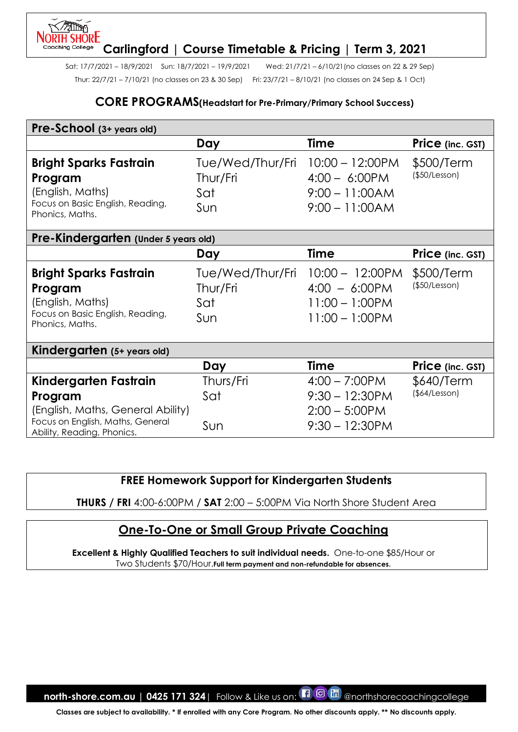# North Shore Coaching College

## Carlingford | Course Timetable & Pricing | Term 3, 2021

Sat: 17/7/2021 – 18/9/2021 Sun: 18/7/2021 – 19/9/2021 Wed: 21/7/21 – 6/10/21 (no classes on 22 & 29 Sep)

Thur: 22/7/21 – 7/10/21 (no classes on 23 & 30 Sep) Fri: 23/7/21 – 8/10/21 (no classes on 24 Sep & 1 Oct)

## CORE PROGRAMS (Headstart for Pre-Primary/Primary School Success)

### Pre-School (3+ years old)

| | Day | Time | Price (inc. GST) |
|---|---|---|---|
| **Bright Sparks Fastrain Program** (English, Maths) Focus on Basic English, Reading, Phonics, Maths. | Tue/Wed/Thur/Fri<br>Thur/Fri<br>Sat<br>Sun | 10:00 – 12:00PM<br>4:00 – 6:00PM<br>9:00 – 11:00AM<br>9:00 – 11:00AM | $500/Term ($50/Lesson) |

### Pre-Kindergarten (Under 5 years old)

| | Day | Time | Price (inc. GST) |
|---|---|---|---|
| **Bright Sparks Fastrain Program** (English, Maths) Focus on Basic English, Reading, Phonics, Maths. | Tue/Wed/Thur/Fri<br>Thur/Fri<br>Sat<br>Sun | 10:00 – 12:00PM<br>4:00 – 6:00PM<br>11:00 – 1:00PM<br>11:00 – 1:00PM | $500/Term ($50/Lesson) |

### Kindergarten (5+ years old)

| | Day | Time | Price (inc. GST) |
|---|---|---|---|
| **Kindergarten Fastrain Program** (English, Maths, General Ability) Focus on English, Maths, General Ability, Reading, Phonics. | Thurs/Fri<br>Sat<br><br>Sun | 4:00 – 7:00PM<br>9:30 – 12:30PM<br>2:00 – 5:00PM<br>9:30 – 12:30PM | $640/Term ($64/Lesson) |

### FREE Homework Support for Kindergarten Students

**THURS / FRI** 4:00-6:00PM / **SAT** 2:00 – 5:00PM Via North Shore Student Area

### One-To-One or Small Group Private Coaching

**Excellent & Highly Qualified Teachers to suit individual needs.** One-to-one $85/Hour or Two Students $70/Hour. **Full term payment and non-refundable for absences.**

**north-shore.com.au | 0425 171 324** | Follow & Like us on: @northshorecoachingcollege

**Classes are subject to availability. * If enrolled with any Core Program. No other discounts apply. ** No discounts apply.**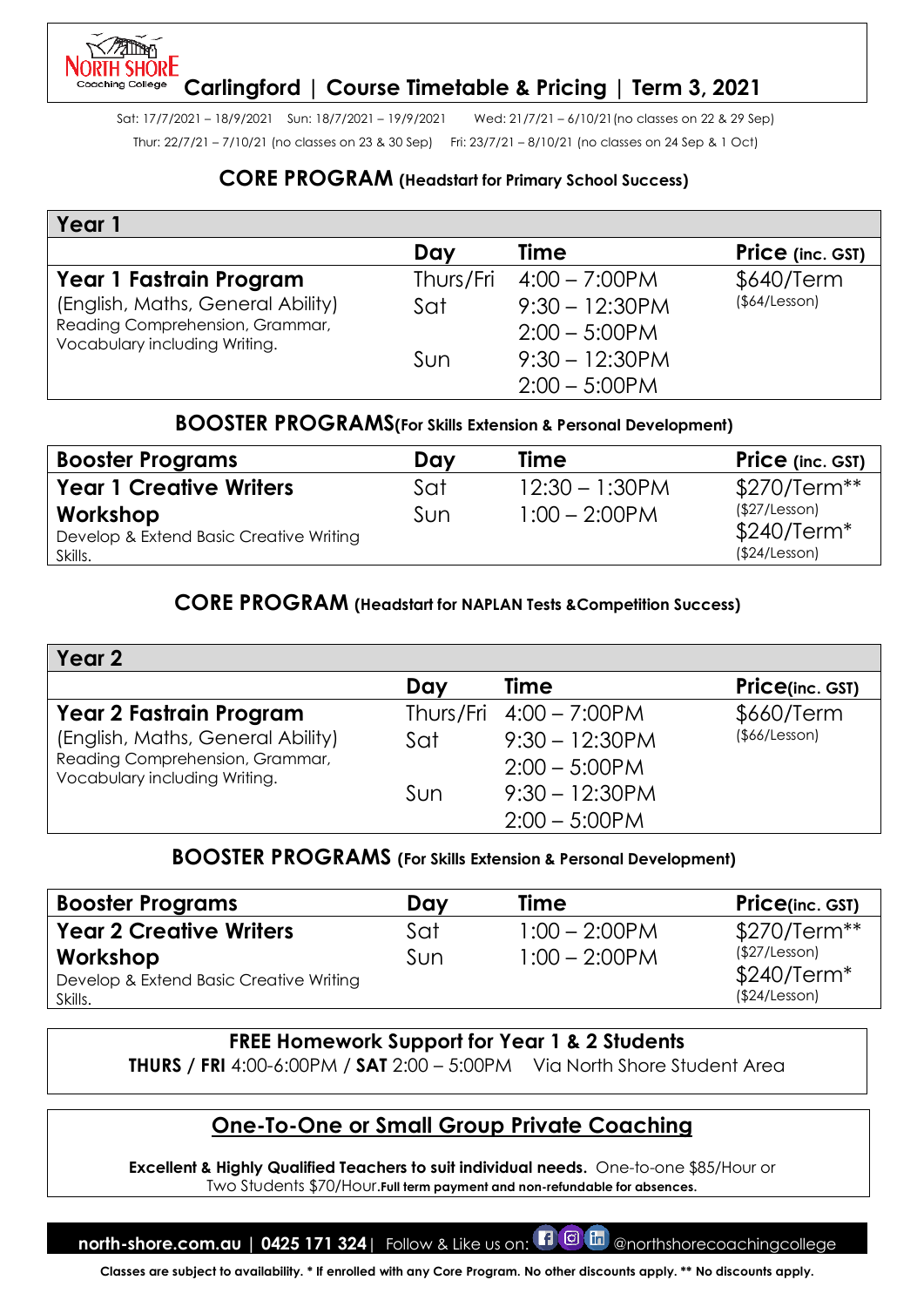# NORTH SHORE Coaching College

## Carlingford | Course Timetable & Pricing | Term 3, 2021

Sat: 17/7/2021 – 18/9/2021 Sun: 18/7/2021 – 19/9/2021 Wed: 21/7/21 – 6/10/21 (no classes on 22 & 29 Sep)

Thur: 22/7/21 – 7/10/21 (no classes on 23 & 30 Sep) Fri: 23/7/21 – 8/10/21 (no classes on 24 Sep & 1 Oct)

### CORE PROGRAM (Headstart for Primary School Success)

| Year 1 | Day | Time | Price (inc. GST) |
|---|---|---|---|
| **Year 1 Fastrain Program** (English, Maths, General Ability) Reading Comprehension, Grammar, Vocabulary including Writing. | Thurs/Fri | 4:00 – 7:00PM | $640/Term ($64/Lesson) |
| | Sat | 9:30 – 12:30PM | |
| | | 2:00 – 5:00PM | |
| | Sun | 9:30 – 12:30PM | |
| | | 2:00 – 5:00PM | |

### BOOSTER PROGRAMS (For Skills Extension & Personal Development)

| Booster Programs | Day | Time | Price (inc. GST) |
|---|---|---|---|
| **Year 1 Creative Writers Workshop** Develop & Extend Basic Creative Writing Skills. | Sat | 12:30 – 1:30PM | $270/Term** ($27/Lesson) |
| | Sun | 1:00 – 2:00PM | $240/Term* ($24/Lesson) |

### CORE PROGRAM (Headstart for NAPLAN Tests & Competition Success)

| Year 2 | Day | Time | Price (inc. GST) |
|---|---|---|---|
| **Year 2 Fastrain Program** (English, Maths, General Ability) Reading Comprehension, Grammar, Vocabulary including Writing. | Thurs/Fri | 4:00 – 7:00PM | $660/Term ($66/Lesson) |
| | Sat | 9:30 – 12:30PM | |
| | | 2:00 – 5:00PM | |
| | Sun | 9:30 – 12:30PM | |
| | | 2:00 – 5:00PM | |

### BOOSTER PROGRAMS (For Skills Extension & Personal Development)

| Booster Programs | Day | Time | Price (inc. GST) |
|---|---|---|---|
| **Year 2 Creative Writers Workshop** Develop & Extend Basic Creative Writing Skills. | Sat | 1:00 – 2:00PM | $270/Term** ($27/Lesson) |
| | Sun | 1:00 – 2:00PM | $240/Term* ($24/Lesson) |

**FREE Homework Support for Year 1 & 2 Students**

**THURS / FRI** 4:00-6:00PM / **SAT** 2:00 – 5:00PM Via North Shore Student Area

## One-To-One or Small Group Private Coaching

**Excellent & Highly Qualified Teachers to suit individual needs.** One-to-one $85/Hour or Two Students $70/Hour. **Full term payment and non-refundable for absences.**

**north-shore.com.au | 0425 171 324** | Follow & Like us on: @northshorecoachingcollege

**Classes are subject to availability. * If enrolled with any Core Program. No other discounts apply. ** No discounts apply.**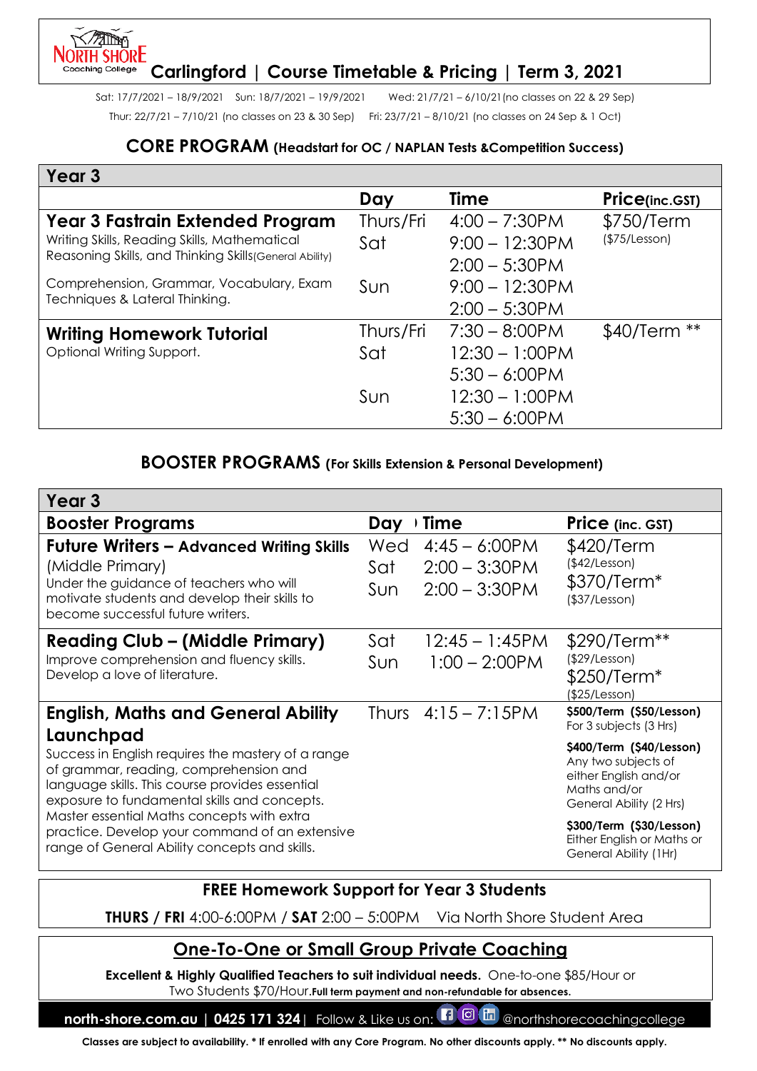# Carlingford | Course Timetable & Pricing | Term 3, 2021

Sat: 17/7/2021 – 18/9/2021 Sun: 18/7/2021 – 19/9/2021 Wed: 21/7/21 – 6/10/21 (no classes on 22 & 29 Sep)

Thur: 22/7/21 – 7/10/21 (no classes on 23 & 30 Sep) Fri: 23/7/21 – 8/10/21 (no classes on 24 Sep & 1 Oct)

## CORE PROGRAM (Headstart for OC / NAPLAN Tests &Competition Success)

| Year 3 | | | |
|---|---|---|---|
| | **Day** | **Time** | **Price(inc.GST)** |
| **Year 3 Fastrain Extended Program**<br>Writing Skills, Reading Skills, Mathematical Reasoning Skills, and Thinking Skills(General Ability)<br>Comprehension, Grammar, Vocabulary, Exam Techniques & Lateral Thinking. | Thurs/Fri<br>Sat<br><br>Sun | 4:00 – 7:30PM<br>9:00 – 12:30PM<br>2:00 – 5:30PM<br>9:00 – 12:30PM<br>2:00 – 5:30PM | $750/Term<br>($75/Lesson) |
| **Writing Homework Tutorial**<br>Optional Writing Support. | Thurs/Fri<br>Sat<br><br>Sun | 7:30 – 8:00PM<br>12:30 – 1:00PM<br>5:30 – 6:00PM<br>12:30 – 1:00PM<br>5:30 – 6:00PM | $40/Term ** |

## BOOSTER PROGRAMS (For Skills Extension & Personal Development)

| Year 3 | | | |
|---|---|---|---|
| **Booster Programs** | **Day** | **Time** | **Price (inc. GST)** |
| **Future Writers – Advanced Writing Skills** (Middle Primary)<br>Under the guidance of teachers who will motivate students and develop their skills to become successful future writers. | Wed<br>Sat<br>Sun | 4:45 – 6:00PM<br>2:00 – 3:30PM<br>2:00 – 3:30PM | $420/Term<br>($42/Lesson)<br>$370/Term*<br>($37/Lesson) |
| **Reading Club – (Middle Primary)**<br>Improve comprehension and fluency skills. Develop a love of literature. | Sat<br>Sun | 12:45 – 1:45PM<br>1:00 – 2:00PM | $290/Term**<br>($29/Lesson)<br>$250/Term*<br>($25/Lesson) |
| **English, Maths and General Ability Launchpad**<br>Success in English requires the mastery of a range of grammar, reading, comprehension and language skills. This course provides essential exposure to fundamental skills and concepts. Master essential Maths concepts with extra practice. Develop your command of an extensive range of General Ability concepts and skills. | Thurs | 4:15 – 7:15PM | **$500/Term ($50/Lesson)** For 3 subjects (3 Hrs)<br>**$400/Term ($40/Lesson)** Any two subjects of either English and/or Maths and/or General Ability (2 Hrs)<br>**$300/Term ($30/Lesson)** Either English or Maths or General Ability (1Hr) |

## FREE Homework Support for Year 3 Students

**THURS / FRI** 4:00-6:00PM / **SAT** 2:00 – 5:00PM Via North Shore Student Area

## One-To-One or Small Group Private Coaching

**Excellent & Highly Qualified Teachers to suit individual needs.** One-to-one $85/Hour or Two Students $70/Hour. **Full term payment and non-refundable for absences.**

**north-shore.com.au | 0425 171 324** | Follow & Like us on: @northshorecoachingcollege

**Classes are subject to availability. * If enrolled with any Core Program. No other discounts apply. ** No discounts apply.**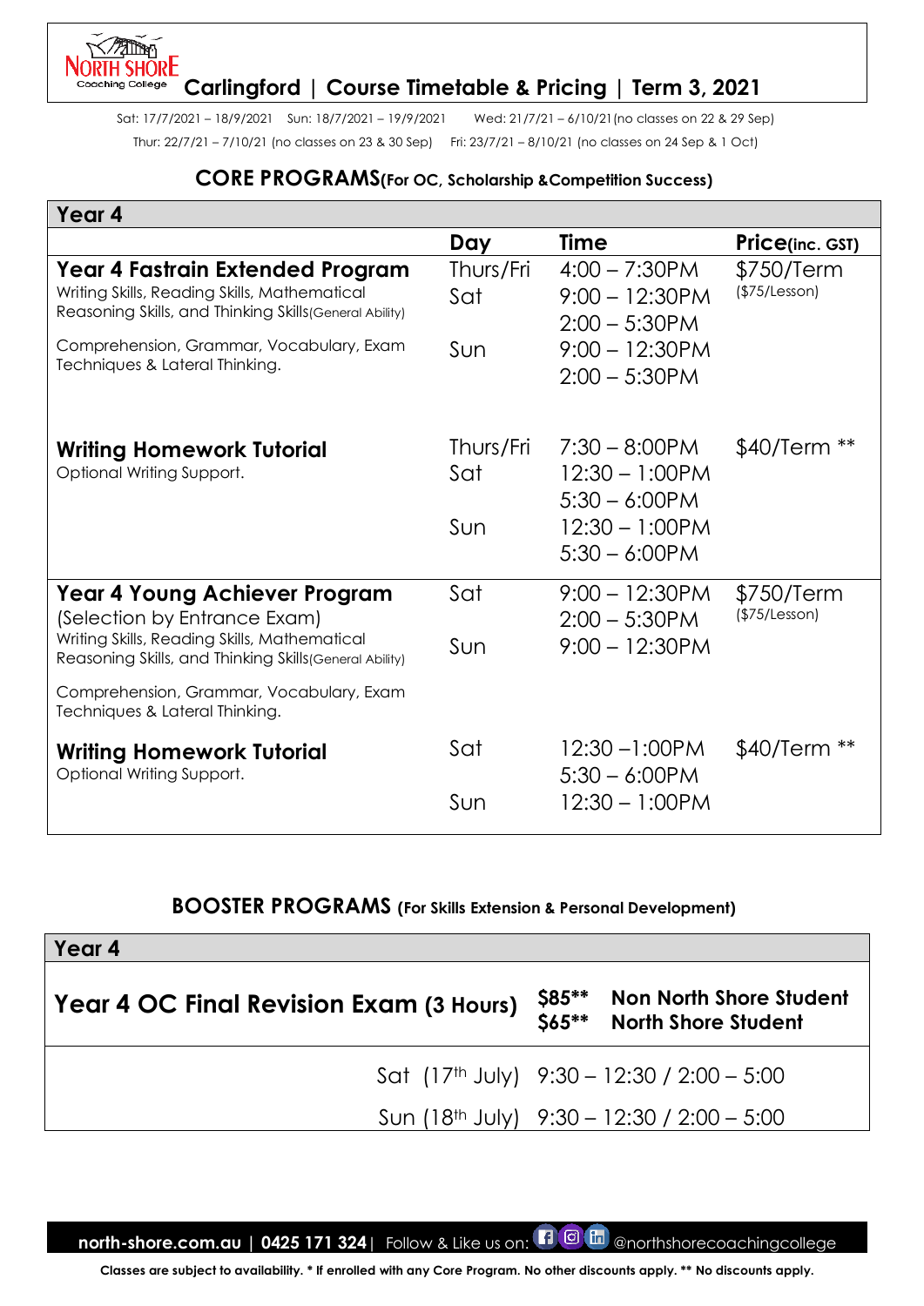# Carlingford | Course Timetable & Pricing | Term 3, 2021

Sat: 17/7/2021 – 18/9/2021   Sun: 18/7/2021 – 19/9/2021   Wed: 21/7/21 – 6/10/21 (no classes on 22 & 29 Sep)
Thur: 22/7/21 – 7/10/21 (no classes on 23 & 30 Sep)   Fri: 23/7/21 – 8/10/21 (no classes on 24 Sep & 1 Oct)

## CORE PROGRAMS (For OC, Scholarship & Competition Success)

| Year 4 | Day | Time | Price (inc. GST) |
|---|---|---|---|
| **Year 4 Fastrain Extended Program**<br>Writing Skills, Reading Skills, Mathematical Reasoning Skills, and Thinking Skills (General Ability)<br>Comprehension, Grammar, Vocabulary, Exam Techniques & Lateral Thinking. | Thurs/Fri<br>Sat<br><br>Sun | 4:00 – 7:30PM<br>9:00 – 12:30PM<br>2:00 – 5:30PM<br>9:00 – 12:30PM<br>2:00 – 5:30PM | $750/Term<br>($75/Lesson) |
| **Writing Homework Tutorial**<br>Optional Writing Support. | Thurs/Fri<br>Sat<br><br>Sun | 7:30 – 8:00PM<br>12:30 – 1:00PM<br>5:30 – 6:00PM<br>12:30 – 1:00PM<br>5:30 – 6:00PM | $40/Term ** |
| **Year 4 Young Achiever Program**<br>(Selection by Entrance Exam)<br>Writing Skills, Reading Skills, Mathematical Reasoning Skills, and Thinking Skills (General Ability)<br>Comprehension, Grammar, Vocabulary, Exam Techniques & Lateral Thinking. | Sat<br><br>Sun | 9:00 – 12:30PM<br>2:00 – 5:30PM<br>9:00 – 12:30PM | $750/Term<br>($75/Lesson) |
| **Writing Homework Tutorial**<br>Optional Writing Support. | Sat<br><br>Sun | 12:30 – 1:00PM<br>5:30 – 6:00PM<br>12:30 – 1:00PM | $40/Term ** |

## BOOSTER PROGRAMS (For Skills Extension & Personal Development)

| Year 4 | | |
|---|---|---|
| **Year 4 OC Final Revision Exam (3 Hours)** | $85**<br>$65** | Non North Shore Student<br>North Shore Student |
| | Sat (17th July) | 9:30 – 12:30 / 2:00 – 5:00 |
| | Sun (18th July) | 9:30 – 12:30 / 2:00 – 5:00 |

north-shore.com.au | 0425 171 324 | Follow & Like us on: @northshorecoachingcollege

Classes are subject to availability. * If enrolled with any Core Program. No other discounts apply. ** No discounts apply.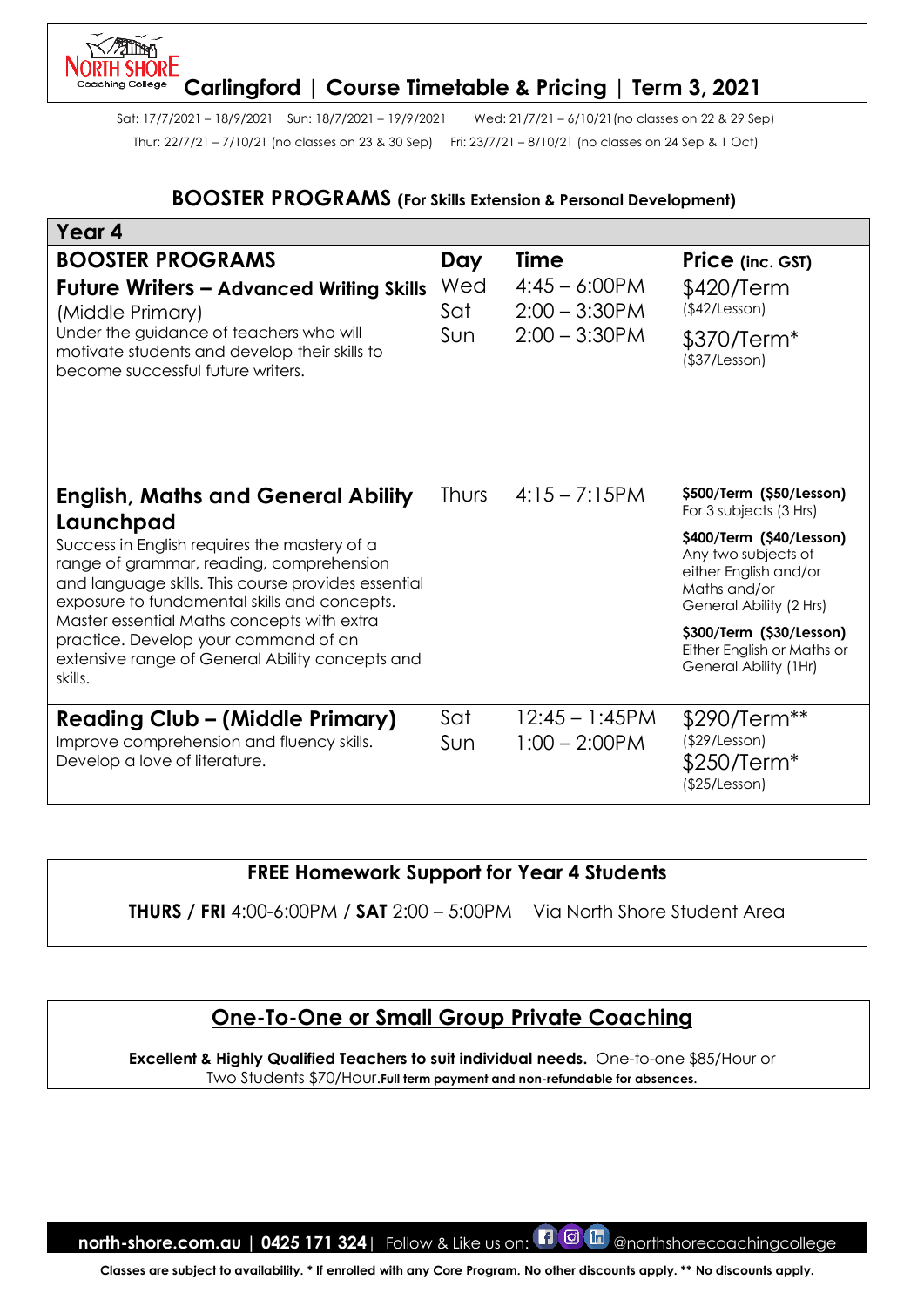# Carlingford | Course Timetable & Pricing | Term 3, 2021

Sat: 17/7/2021 – 18/9/2021 Sun: 18/7/2021 – 19/9/2021 Wed: 21/7/21 – 6/10/21 (no classes on 22 & 29 Sep)

Thur: 22/7/21 – 7/10/21 (no classes on 23 & 30 Sep) Fri: 23/7/21 – 8/10/21 (no classes on 24 Sep & 1 Oct)

## BOOSTER PROGRAMS (For Skills Extension & Personal Development)

| Year 4 | | | |
|---|---|---|---|
| **BOOSTER PROGRAMS** | **Day** | **Time** | **Price (inc. GST)** |
| **Future Writers – Advanced Writing Skills** (Middle Primary)<br>Under the guidance of teachers who will motivate students and develop their skills to become successful future writers. | Wed<br>Sat<br>Sun | 4:45 – 6:00PM<br>2:00 – 3:30PM<br>2:00 – 3:30PM | $420/Term ($42/Lesson)<br>$370/Term* ($37/Lesson) |
| **English, Maths and General Ability Launchpad**<br>Success in English requires the mastery of a range of grammar, reading, comprehension and language skills. This course provides essential exposure to fundamental skills and concepts. Master essential Maths concepts with extra practice. Develop your command of an extensive range of General Ability concepts and skills. | Thurs | 4:15 – 7:15PM | **$500/Term ($50/Lesson)** For 3 subjects (3 Hrs)<br>**$400/Term ($40/Lesson)** Any two subjects of either English and/or Maths and/or General Ability (2 Hrs)<br>**$300/Term ($30/Lesson)** Either English or Maths or General Ability (1Hr) |
| **Reading Club – (Middle Primary)**<br>Improve comprehension and fluency skills. Develop a love of literature. | Sat<br>Sun | 12:45 – 1:45PM<br>1:00 – 2:00PM | $290/Term** ($29/Lesson)<br>$250/Term* ($25/Lesson) |

## FREE Homework Support for Year 4 Students

**THURS / FRI** 4:00-6:00PM / **SAT** 2:00 – 5:00PM Via North Shore Student Area

## One-To-One or Small Group Private Coaching

**Excellent & Highly Qualified Teachers to suit individual needs.** One-to-one $85/Hour or Two Students $70/Hour. **Full term payment and non-refundable for absences.**

north-shore.com.au | 0425 171 324 | Follow & Like us on: @northshorecoachingcollege

**Classes are subject to availability. * If enrolled with any Core Program. No other discounts apply. ** No discounts apply.**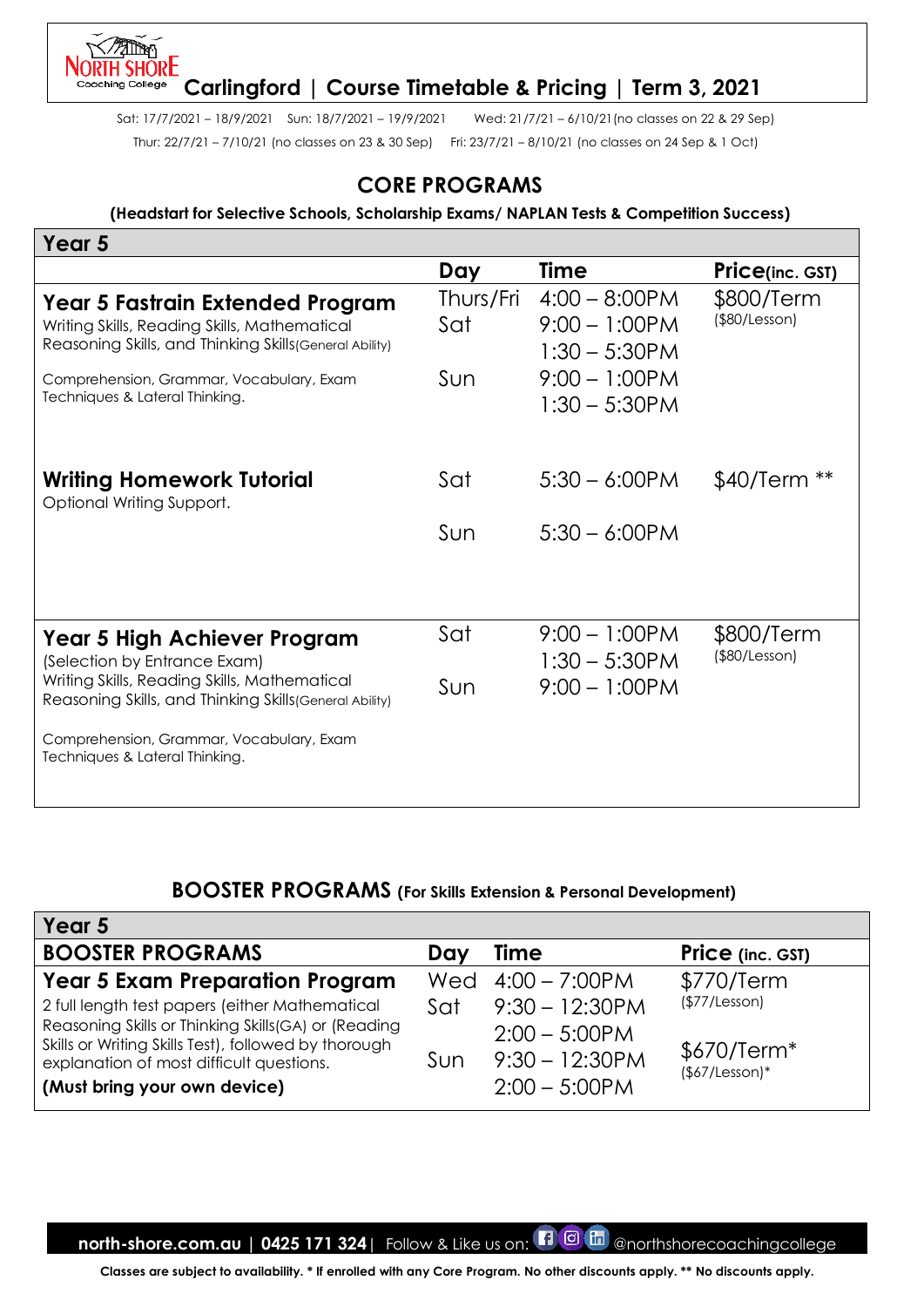# Carlingford | Course Timetable & Pricing | Term 3, 2021

Sat: 17/7/2021 – 18/9/2021 Sun: 18/7/2021 – 19/9/2021 Wed: 21/7/21 – 6/10/21(no classes on 22 & 29 Sep)

Thur: 22/7/21 – 7/10/21 (no classes on 23 & 30 Sep) Fri: 23/7/21 – 8/10/21 (no classes on 24 Sep & 1 Oct)

## CORE PROGRAMS

**(Headstart for Selective Schools, Scholarship Exams/ NAPLAN Tests & Competition Success)**

| Year 5 | | | |
|---|---|---|---|
| | **Day** | **Time** | **Price(inc. GST)** |
| **Year 5 Fastrain Extended Program**<br>Writing Skills, Reading Skills, Mathematical Reasoning Skills, and Thinking Skills(General Ability)<br>Comprehension, Grammar, Vocabulary, Exam Techniques & Lateral Thinking. | Thurs/Fri<br>Sat<br><br>Sun | 4:00 – 8:00PM<br>9:00 – 1:00PM<br>1:30 – 5:30PM<br>9:00 – 1:00PM<br>1:30 – 5:30PM | $800/Term<br>($80/Lesson) |
| **Writing Homework Tutorial**<br>Optional Writing Support. | Sat<br>Sun | 5:30 – 6:00PM<br>5:30 – 6:00PM | $40/Term ** |
| **Year 5 High Achiever Program**<br>(Selection by Entrance Exam)<br>Writing Skills, Reading Skills, Mathematical Reasoning Skills, and Thinking Skills(General Ability)<br>Comprehension, Grammar, Vocabulary, Exam Techniques & Lateral Thinking. | Sat<br><br>Sun | 9:00 – 1:00PM<br>1:30 – 5:30PM<br>9:00 – 1:00PM | $800/Term<br>($80/Lesson) |

## BOOSTER PROGRAMS (For Skills Extension & Personal Development)

| Year 5 | | | |
|---|---|---|---|
| **BOOSTER PROGRAMS** | **Day** | **Time** | **Price (inc. GST)** |
| **Year 5 Exam Preparation Program**<br>2 full length test papers (either Mathematical Reasoning Skills or Thinking Skills(GA) or (Reading Skills or Writing Skills Test), followed by thorough explanation of most difficult questions.<br>**(Must bring your own device)** | Wed<br>Sat<br><br>Sun | 4:00 – 7:00PM<br>9:30 – 12:30PM<br>2:00 – 5:00PM<br>9:30 – 12:30PM<br>2:00 – 5:00PM | $770/Term<br>($77/Lesson)<br><br>$670/Term*<br>($67/Lesson)* |

**north-shore.com.au | 0425 171 324** | Follow & Like us on: @northshorecoachingcollege

**Classes are subject to availability. * If enrolled with any Core Program. No other discounts apply. ** No discounts apply.**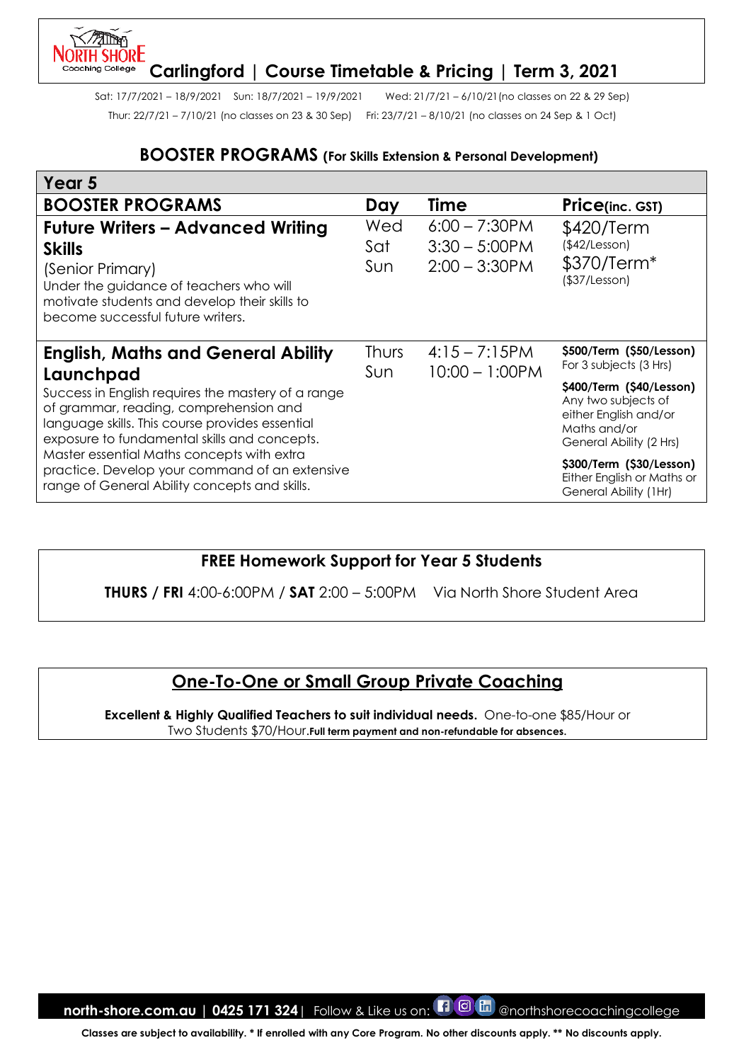# Carlingford | Course Timetable & Pricing | Term 3, 2021

Sat: 17/7/2021 – 18/9/2021 Sun: 18/7/2021 – 19/9/2021 Wed: 21/7/21 – 6/10/21 (no classes on 22 & 29 Sep)

Thur: 22/7/21 – 7/10/21 (no classes on 23 & 30 Sep) Fri: 23/7/21 – 8/10/21 (no classes on 24 Sep & 1 Oct)

## BOOSTER PROGRAMS (For Skills Extension & Personal Development)

| **Year 5** | | | |
|---|---|---|---|
| **BOOSTER PROGRAMS** | **Day** | **Time** | **Price(inc. GST)** |
| **Future Writers – Advanced Writing Skills** (Senior Primary) Under the guidance of teachers who will motivate students and develop their skills to become successful future writers. | Wed<br>Sat<br>Sun | 6:00 – 7:30PM<br>3:30 – 5:00PM<br>2:00 – 3:30PM | $420/Term ($42/Lesson)<br>$370/Term* ($37/Lesson) |
| **English, Maths and General Ability Launchpad** Success in English requires the mastery of a range of grammar, reading, comprehension and language skills. This course provides essential exposure to fundamental skills and concepts. Master essential Maths concepts with extra practice. Develop your command of an extensive range of General Ability concepts and skills. | Thurs<br>Sun | 4:15 – 7:15PM<br>10:00 – 1:00PM | **$500/Term ($50/Lesson)** For 3 subjects (3 Hrs)<br>**$400/Term ($40/Lesson)** Any two subjects of either English and/or Maths and/or General Ability (2 Hrs)<br>**$300/Term ($30/Lesson)** Either English or Maths or General Ability (1Hr) |

## FREE Homework Support for Year 5 Students

**THURS / FRI** 4:00-6:00PM / **SAT** 2:00 – 5:00PM Via North Shore Student Area

## One-To-One or Small Group Private Coaching

**Excellent & Highly Qualified Teachers to suit individual needs.** One-to-one $85/Hour or Two Students $70/Hour. **Full term payment and non-refundable for absences.**

**north-shore.com.au | 0425 171 324** | Follow & Like us on: @northshorecoachingcollege

**Classes are subject to availability. * If enrolled with any Core Program. No other discounts apply. ** No discounts apply.**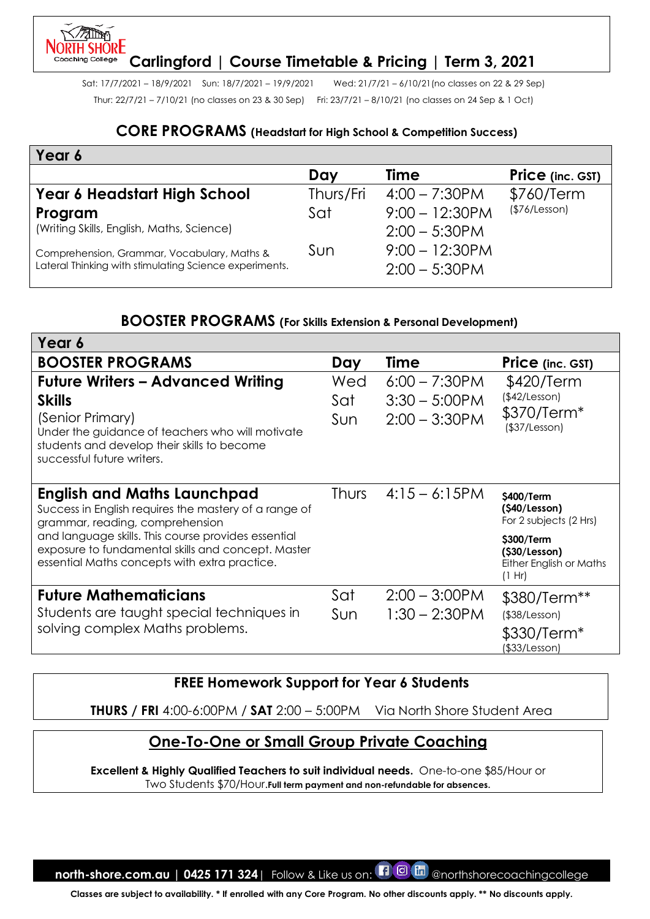# Carlingford | Course Timetable & Pricing | Term 3, 2021

Sat: 17/7/2021 – 18/9/2021 Sun: 18/7/2021 – 19/9/2021 Wed: 21/7/21 – 6/10/21 (no classes on 22 & 29 Sep)

Thur: 22/7/21 – 7/10/21 (no classes on 23 & 30 Sep) Fri: 23/7/21 – 8/10/21 (no classes on 24 Sep & 1 Oct)

## CORE PROGRAMS (Headstart for High School & Competition Success)

| Year 6 | | | |
|---|---|---|---|
| | **Day** | **Time** | **Price (inc. GST)** |
| **Year 6 Headstart High School Program**<br>(Writing Skills, English, Maths, Science)<br>Comprehension, Grammar, Vocabulary, Maths & Lateral Thinking with stimulating Science experiments. | Thurs/Fri<br>Sat<br><br>Sun | 4:00 – 7:30PM<br>9:00 – 12:30PM<br>2:00 – 5:30PM<br>9:00 – 12:30PM<br>2:00 – 5:30PM | $760/Term<br>($76/Lesson) |

## BOOSTER PROGRAMS (For Skills Extension & Personal Development)

| Year 6 | | | |
|---|---|---|---|
| **BOOSTER PROGRAMS** | **Day** | **Time** | **Price (inc. GST)** |
| **Future Writers – Advanced Writing Skills**<br>(Senior Primary)<br>Under the guidance of teachers who will motivate students and develop their skills to become successful future writers. | Wed<br>Sat<br>Sun | 6:00 – 7:30PM<br>3:30 – 5:00PM<br>2:00 – 3:30PM | $420/Term<br>($42/Lesson)<br>$370/Term*<br>($37/Lesson) |
| **English and Maths Launchpad**<br>Success in English requires the mastery of a range of grammar, reading, comprehension and language skills. This course provides essential exposure to fundamental skills and concept. Master essential Maths concepts with extra practice. | Thurs | 4:15 – 6:15PM | **$400/Term**<br>**($40/Lesson)**<br>For 2 subjects (2 Hrs)<br>**$300/Term**<br>**($30/Lesson)**<br>Either English or Maths (1 Hr) |
| **Future Mathematicians**<br>Students are taught special techniques in solving complex Maths problems. | Sat<br>Sun | 2:00 – 3:00PM<br>1:30 – 2:30PM | $380/Term**<br>($38/Lesson)<br>$330/Term*<br>($33/Lesson) |

### FREE Homework Support for Year 6 Students

**THURS / FRI** 4:00-6:00PM / **SAT** 2:00 – 5:00PM Via North Shore Student Area

### One-To-One or Small Group Private Coaching

**Excellent & Highly Qualified Teachers to suit individual needs.** One-to-one $85/Hour or Two Students $70/Hour. **Full term payment and non-refundable for absences.**

**north-shore.com.au | 0425 171 324** | Follow & Like us on: @northshorecoachingcollege

**Classes are subject to availability. * If enrolled with any Core Program. No other discounts apply. ** No discounts apply.**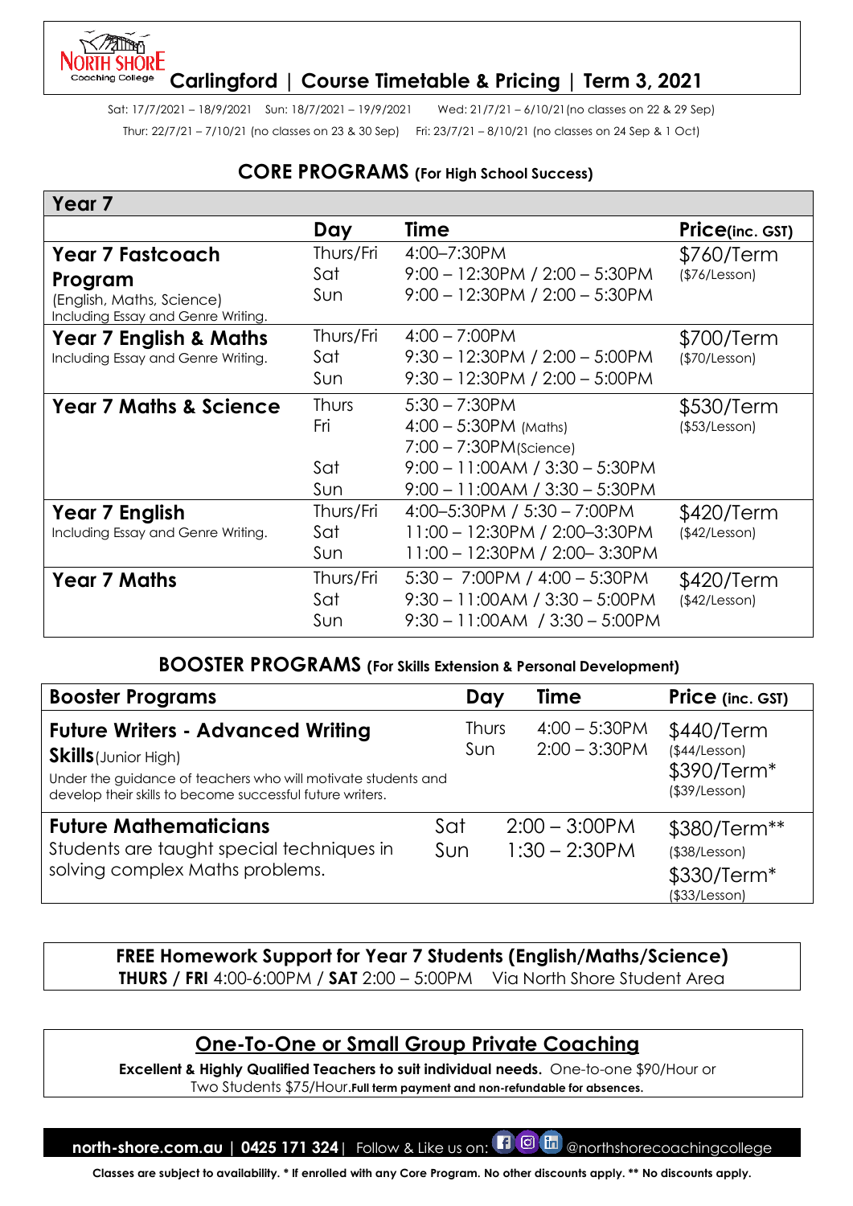# Carlingford | Course Timetable & Pricing | Term 3, 2021

Sat: 17/7/2021 – 18/9/2021 Sun: 18/7/2021 – 19/9/2021 Wed: 21/7/21 – 6/10/21 (no classes on 22 & 29 Sep)

Thur: 22/7/21 – 7/10/21 (no classes on 23 & 30 Sep) Fri: 23/7/21 – 8/10/21 (no classes on 24 Sep & 1 Oct)

## CORE PROGRAMS (For High School Success)

| Year 7 | Day | Time | Price (inc. GST) |
|---|---|---|---|
| **Year 7 Fastcoach Program** (English, Maths, Science) Including Essay and Genre Writing. | Thurs/Fri<br>Sat<br>Sun | 4:00–7:30PM<br>9:00 – 12:30PM / 2:00 – 5:30PM<br>9:00 – 12:30PM / 2:00 – 5:30PM | $760/Term ($76/Lesson) |
| **Year 7 English & Maths** Including Essay and Genre Writing. | Thurs/Fri<br>Sat<br>Sun | 4:00 – 7:00PM<br>9:30 – 12:30PM / 2:00 – 5:00PM<br>9:30 – 12:30PM / 2:00 – 5:00PM | $700/Term ($70/Lesson) |
| **Year 7 Maths & Science** | Thurs<br>Fri<br><br>Sat<br>Sun | 5:30 – 7:30PM<br>4:00 – 5:30PM (Maths)<br>7:00 – 7:30PM (Science)<br>9:00 – 11:00AM / 3:30 – 5:30PM<br>9:00 – 11:00AM / 3:30 – 5:30PM | $530/Term ($53/Lesson) |
| **Year 7 English** Including Essay and Genre Writing. | Thurs/Fri<br>Sat<br>Sun | 4:00–5:30PM / 5:30 – 7:00PM<br>11:00 – 12:30PM / 2:00–3:30PM<br>11:00 – 12:30PM / 2:00– 3:30PM | $420/Term ($42/Lesson) |
| **Year 7 Maths** | Thurs/Fri<br>Sat<br>Sun | 5:30 – 7:00PM / 4:00 – 5:30PM<br>9:30 – 11:00AM / 3:30 – 5:00PM<br>9:30 – 11:00AM / 3:30 – 5:00PM | $420/Term ($42/Lesson) |

## BOOSTER PROGRAMS (For Skills Extension & Personal Development)

| Booster Programs | Day | Time | Price (inc. GST) |
|---|---|---|---|
| **Future Writers - Advanced Writing Skills** (Junior High)<br>Under the guidance of teachers who will motivate students and develop their skills to become successful future writers. | Thurs<br>Sun | 4:00 – 5:30PM<br>2:00 – 3:30PM | $440/Term ($44/Lesson)<br>$390/Term* ($39/Lesson) |
| **Future Mathematicians**<br>Students are taught special techniques in solving complex Maths problems. | Sat<br>Sun | 2:00 – 3:00PM<br>1:30 – 2:30PM | $380/Term** ($38/Lesson)<br>$330/Term* ($33/Lesson) |

**FREE Homework Support for Year 7 Students (English/Maths/Science)**
**THURS / FRI** 4:00-6:00PM / **SAT** 2:00 – 5:00PM Via North Shore Student Area

## One-To-One or Small Group Private Coaching

**Excellent & Highly Qualified Teachers to suit individual needs.** One-to-one $90/Hour or Two Students $75/Hour. **Full term payment and non-refundable for absences.**

**north-shore.com.au | 0425 171 324** | Follow & Like us on: @northshorecoachingcollege

**Classes are subject to availability. * If enrolled with any Core Program. No other discounts apply. ** No discounts apply.**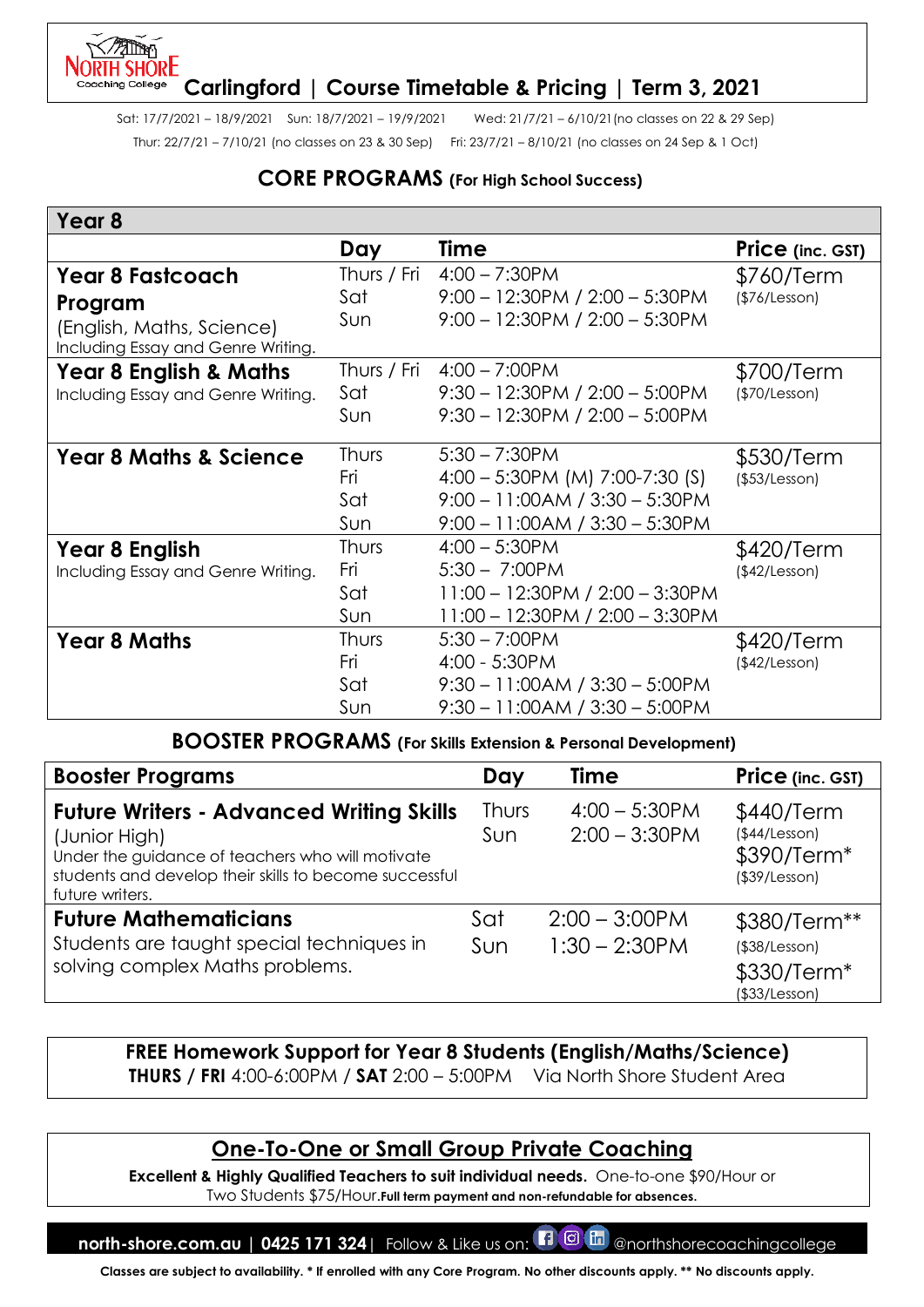# Carlingford | Course Timetable & Pricing | Term 3, 2021

Sat: 17/7/2021 – 18/9/2021  Sun: 18/7/2021 – 19/9/2021  Wed: 21/7/21 – 6/10/21(no classes on 22 & 29 Sep)

Thur: 22/7/21 – 7/10/21 (no classes on 23 & 30 Sep)  Fri: 23/7/21 – 8/10/21 (no classes on 24 Sep & 1 Oct)

## CORE PROGRAMS (For High School Success)

| Year 8 | Day | Time | Price (inc. GST) |
|---|---|---|---|
| **Year 8 Fastcoach Program** (English, Maths, Science) Including Essay and Genre Writing. | Thurs / Fri<br>Sat<br>Sun | 4:00 – 7:30PM<br>9:00 – 12:30PM / 2:00 – 5:30PM<br>9:00 – 12:30PM / 2:00 – 5:30PM | $760/Term ($76/Lesson) |
| **Year 8 English & Maths** Including Essay and Genre Writing. | Thurs / Fri<br>Sat<br>Sun | 4:00 – 7:00PM<br>9:30 – 12:30PM / 2:00 – 5:00PM<br>9:30 – 12:30PM / 2:00 – 5:00PM | $700/Term ($70/Lesson) |
| **Year 8 Maths & Science** | Thurs<br>Fri<br>Sat<br>Sun | 5:30 – 7:30PM<br>4:00 – 5:30PM (M) 7:00-7:30 (S)<br>9:00 – 11:00AM / 3:30 – 5:30PM<br>9:00 – 11:00AM / 3:30 – 5:30PM | $530/Term ($53/Lesson) |
| **Year 8 English** Including Essay and Genre Writing. | Thurs<br>Fri<br>Sat<br>Sun | 4:00 – 5:30PM<br>5:30 – 7:00PM<br>11:00 – 12:30PM / 2:00 – 3:30PM<br>11:00 – 12:30PM / 2:00 – 3:30PM | $420/Term ($42/Lesson) |
| **Year 8 Maths** | Thurs<br>Fri<br>Sat<br>Sun | 5:30 – 7:00PM<br>4:00 - 5:30PM<br>9:30 – 11:00AM / 3:30 – 5:00PM<br>9:30 – 11:00AM / 3:30 – 5:00PM | $420/Term ($42/Lesson) |

## BOOSTER PROGRAMS (For Skills Extension & Personal Development)

| Booster Programs | Day | Time | Price (inc. GST) |
|---|---|---|---|
| **Future Writers - Advanced Writing Skills** (Junior High) Under the guidance of teachers who will motivate students and develop their skills to become successful future writers. | Thurs<br>Sun | 4:00 – 5:30PM<br>2:00 – 3:30PM | $440/Term ($44/Lesson)<br>$390/Term* ($39/Lesson) |
| **Future Mathematicians** Students are taught special techniques in solving complex Maths problems. | Sat<br>Sun | 2:00 – 3:00PM<br>1:30 – 2:30PM | $380/Term** ($38/Lesson)<br>$330/Term* ($33/Lesson) |

**FREE Homework Support for Year 8 Students (English/Maths/Science)**
**THURS / FRI** 4:00-6:00PM / **SAT** 2:00 – 5:00PM  Via North Shore Student Area

## One-To-One or Small Group Private Coaching

**Excellent & Highly Qualified Teachers to suit individual needs.** One-to-one $90/Hour or Two Students $75/Hour. **Full term payment and non-refundable for absences.**

**north-shore.com.au | 0425 171 324** | Follow & Like us on: @northshorecoachingcollege

**Classes are subject to availability. * If enrolled with any Core Program. No other discounts apply. ** No discounts apply.**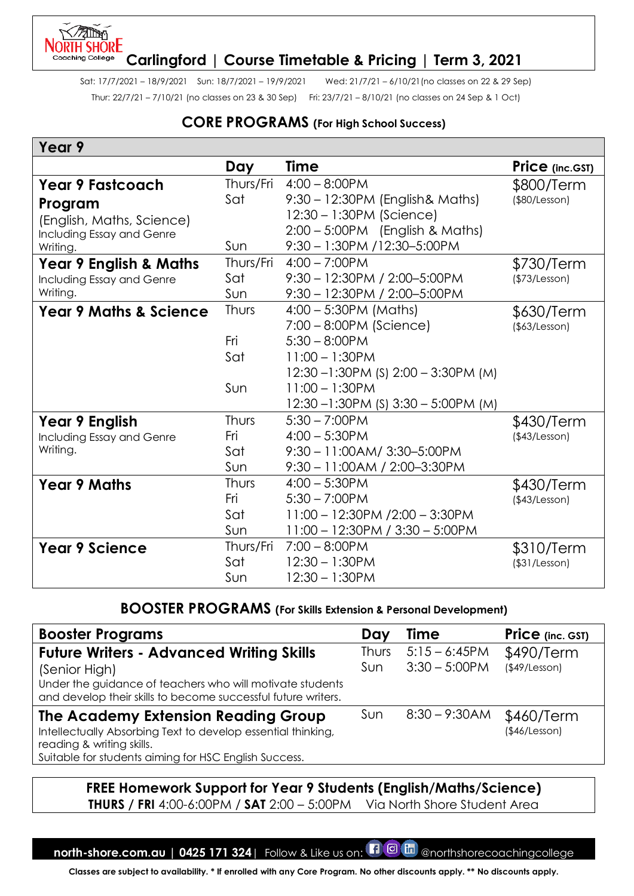# Carlingford | Course Timetable & Pricing | Term 3, 2021

Sat: 17/7/2021 – 18/9/2021  Sun: 18/7/2021 – 19/9/2021  Wed: 21/7/21 – 6/10/21 (no classes on 22 & 29 Sep)

Thur: 22/7/21 – 7/10/21 (no classes on 23 & 30 Sep)  Fri: 23/7/21 – 8/10/21 (no classes on 24 Sep & 1 Oct)

## CORE PROGRAMS (For High School Success)

| Year 9 | | | |
|---|---|---|---|
| | **Day** | **Time** | **Price (inc.GST)** |
| **Year 9 Fastcoach Program** (English, Maths, Science) Including Essay and Genre Writing. | Thurs/Fri<br>Sat<br><br><br>Sun | 4:00 – 8:00PM<br>9:30 – 12:30PM (English& Maths)<br>12:30 – 1:30PM (Science)<br>2:00 – 5:00PM (English & Maths)<br>9:30 – 1:30PM /12:30–5:00PM | $800/Term ($80/Lesson) |
| **Year 9 English & Maths** Including Essay and Genre Writing. | Thurs/Fri<br>Sat<br>Sun | 4:00 – 7:00PM<br>9:30 – 12:30PM / 2:00–5:00PM<br>9:30 – 12:30PM / 2:00–5:00PM | $730/Term ($73/Lesson) |
| **Year 9 Maths & Science** | Thurs<br><br>Fri<br>Sat<br><br>Sun<br><br> | 4:00 – 5:30PM (Maths)<br>7:00 – 8:00PM (Science)<br>5:30 – 8:00PM<br>11:00 – 1:30PM<br>12:30 –1:30PM (S) 2:00 – 3:30PM (M)<br>11:00 – 1:30PM<br>12:30 –1:30PM (S) 3:30 – 5:00PM (M) | $630/Term ($63/Lesson) |
| **Year 9 English** Including Essay and Genre Writing. | Thurs<br>Fri<br>Sat<br>Sun | 5:30 – 7:00PM<br>4:00 – 5:30PM<br>9:30 – 11:00AM/ 3:30–5:00PM<br>9:30 – 11:00AM / 2:00–3:30PM | $430/Term ($43/Lesson) |
| **Year 9 Maths** | Thurs<br>Fri<br>Sat<br>Sun | 4:00 – 5:30PM<br>5:30 – 7:00PM<br>11:00 – 12:30PM /2:00 – 3:30PM<br>11:00 – 12:30PM / 3:30 – 5:00PM | $430/Term ($43/Lesson) |
| **Year 9 Science** | Thurs/Fri<br>Sat<br>Sun | 7:00 – 8:00PM<br>12:30 – 1:30PM<br>12:30 – 1:30PM | $310/Term ($31/Lesson) |

## BOOSTER PROGRAMS (For Skills Extension & Personal Development)

| Booster Programs | Day | Time | Price (inc. GST) |
|---|---|---|---|
| **Future Writers - Advanced Writing Skills** (Senior High) Under the guidance of teachers who will motivate students and develop their skills to become successful future writers. | Thurs<br>Sun | 5:15 – 6:45PM<br>3:30 – 5:00PM | $490/Term ($49/Lesson) |
| **The Academy Extension Reading Group** Intellectually Absorbing Text to develop essential thinking, reading & writing skills. Suitable for students aiming for HSC English Success. | Sun | 8:30 – 9:30AM | $460/Term ($46/Lesson) |

**FREE Homework Support for Year 9 Students (English/Maths/Science)**
**THURS / FRI** 4:00-6:00PM / **SAT** 2:00 – 5:00PM Via North Shore Student Area

**north-shore.com.au | 0425 171 324** | Follow & Like us on: @northshorecoachingcollege

**Classes are subject to availability. * If enrolled with any Core Program. No other discounts apply. ** No discounts apply.**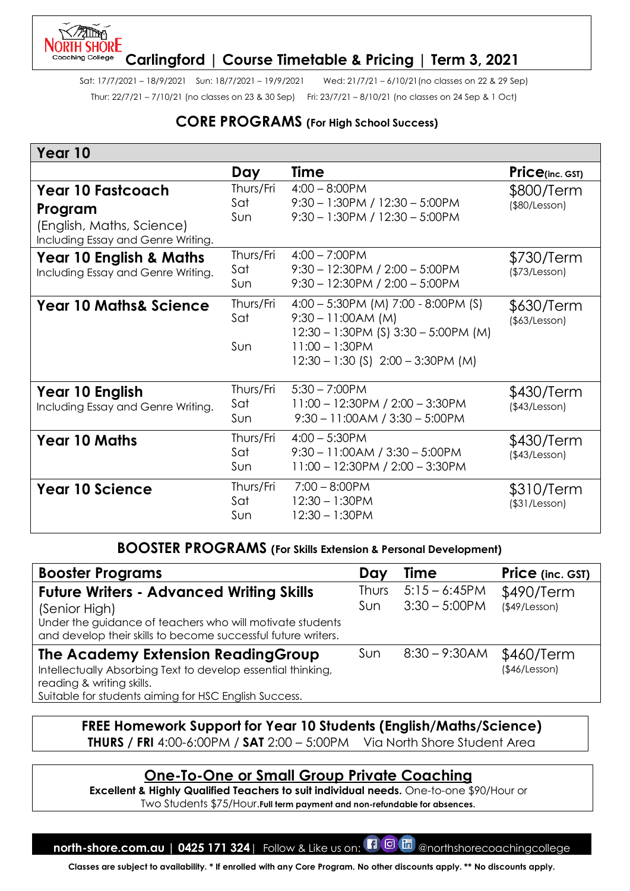# Carlingford | Course Timetable & Pricing | Term 3, 2021

Sat: 17/7/2021 – 18/9/2021 Sun: 18/7/2021 – 19/9/2021 Wed: 21/7/21 – 6/10/21(no classes on 22 & 29 Sep)

Thur: 22/7/21 – 7/10/21 (no classes on 23 & 30 Sep) Fri: 23/7/21 – 8/10/21 (no classes on 24 Sep & 1 Oct)

## CORE PROGRAMS (For High School Success)

| Year 10 | | | |
|---|---|---|---|
| | **Day** | **Time** | **Price(inc. GST)** |
| **Year 10 Fastcoach Program** (English, Maths, Science) Including Essay and Genre Writing. | Thurs/Fri<br>Sat<br>Sun | 4:00 – 8:00PM<br>9:30 – 1:30PM / 12:30 – 5:00PM<br>9:30 – 1:30PM / 12:30 – 5:00PM | $800/Term ($80/Lesson) |
| **Year 10 English & Maths** Including Essay and Genre Writing. | Thurs/Fri<br>Sat<br>Sun | 4:00 – 7:00PM<br>9:30 – 12:30PM / 2:00 – 5:00PM<br>9:30 – 12:30PM / 2:00 – 5:00PM | $730/Term ($73/Lesson) |
| **Year 10 Maths& Science** | Thurs/Fri<br>Sat<br>Sun | 4:00 – 5:30PM (M) 7:00 - 8:00PM (S)<br>9:30 – 11:00AM (M)<br>12:30 – 1:30PM (S) 3:30 – 5:00PM (M)<br>11:00 – 1:30PM<br>12:30 – 1:30 (S) 2:00 – 3:30PM (M) | $630/Term ($63/Lesson) |
| **Year 10 English** Including Essay and Genre Writing. | Thurs/Fri<br>Sat<br>Sun | 5:30 – 7:00PM<br>11:00 – 12:30PM / 2:00 – 3:30PM<br>9:30 – 11:00AM / 3:30 – 5:00PM | $430/Term ($43/Lesson) |
| **Year 10 Maths** | Thurs/Fri<br>Sat<br>Sun | 4:00 – 5:30PM<br>9:30 – 11:00AM / 3:30 – 5:00PM<br>11:00 – 12:30PM / 2:00 – 3:30PM | $430/Term ($43/Lesson) |
| **Year 10 Science** | Thurs/Fri<br>Sat<br>Sun | 7:00 – 8:00PM<br>12:30 – 1:30PM<br>12:30 – 1:30PM | $310/Term ($31/Lesson) |

## BOOSTER PROGRAMS (For Skills Extension & Personal Development)

| Booster Programs | Day | Time | Price (inc. GST) |
|---|---|---|---|
| **Future Writers - Advanced Writing Skills** (Senior High) Under the guidance of teachers who will motivate students and develop their skills to become successful future writers. | Thurs<br>Sun | 5:15 – 6:45PM<br>3:30 – 5:00PM | $490/Term ($49/Lesson) |
| **The Academy Extension ReadingGroup** Intellectually Absorbing Text to develop essential thinking, reading & writing skills. Suitable for students aiming for HSC English Success. | Sun | 8:30 – 9:30AM | $460/Term ($46/Lesson) |

**FREE Homework Support for Year 10 Students (English/Maths/Science)**
**THURS / FRI** 4:00-6:00PM / **SAT** 2:00 – 5:00PM Via North Shore Student Area

## One-To-One or Small Group Private Coaching

**Excellent & Highly Qualified Teachers to suit individual needs.** One-to-one $90/Hour or Two Students $75/Hour.**Full term payment and non-refundable for absences.**

**north-shore.com.au | 0425 171 324** | Follow & Like us on: @northshorecoachingcollege

**Classes are subject to availability. * If enrolled with any Core Program. No other discounts apply. ** No discounts apply.**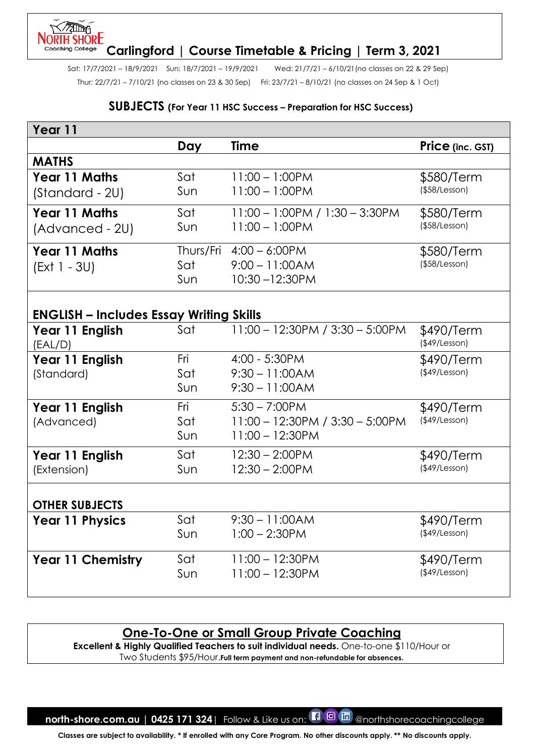# Carlingford | Course Timetable & Pricing | Term 3, 2021

Sat: 17/7/2021 – 18/9/2021 Sun: 18/7/2021 – 19/9/2021 Wed: 21/7/21 – 6/10/21 (no classes on 22 & 29 Sep)

Thur: 22/7/21 – 7/10/21 (no classes on 23 & 30 Sep) Fri: 23/7/21 – 8/10/21 (no classes on 24 Sep & 1 Oct)

## SUBJECTS (For Year 11 HSC Success – Preparation for HSC Success)

| **Year 11** | | | |
|---|---|---|---|
| | **Day** | **Time** | **Price (inc. GST)** |
| **MATHS** | | | |
| **Year 11 Maths** (Standard - 2U) | Sat<br>Sun | 11:00 – 1:00PM<br>11:00 – 1:00PM | $580/Term ($58/Lesson) |
| **Year 11 Maths** (Advanced - 2U) | Sat<br>Sun | 11:00 – 1:00PM / 1:30 – 3:30PM<br>11:00 – 1:00PM | $580/Term ($58/Lesson) |
| **Year 11 Maths** (Ext 1 - 3U) | Thurs/Fri<br>Sat<br>Sun | 4:00 – 6:00PM<br>9:00 – 11:00AM<br>10:30 –12:30PM | $580/Term ($58/Lesson) |
| **ENGLISH – Includes Essay Writing Skills** | | | |
| **Year 11 English** (EAL/D) | Sat | 11:00 – 12:30PM / 3:30 – 5:00PM | $490/Term ($49/Lesson) |
| **Year 11 English** (Standard) | Fri<br>Sat<br>Sun | 4:00 - 5:30PM<br>9:30 – 11:00AM<br>9:30 – 11:00AM | $490/Term ($49/Lesson) |
| **Year 11 English** (Advanced) | Fri<br>Sat<br>Sun | 5:30 – 7:00PM<br>11:00 – 12:30PM / 3:30 – 5:00PM<br>11:00 – 12:30PM | $490/Term ($49/Lesson) |
| **Year 11 English** (Extension) | Sat<br>Sun | 12:30 – 2:00PM<br>12:30 – 2:00PM | $490/Term ($49/Lesson) |
| **OTHER SUBJECTS** | | | |
| **Year 11 Physics** | Sat<br>Sun | 9:30 – 11:00AM<br>1:00 – 2:30PM | $490/Term ($49/Lesson) |
| **Year 11 Chemistry** | Sat<br>Sun | 11:00 – 12:30PM<br>11:00 – 12:30PM | $490/Term ($49/Lesson) |

## One-To-One or Small Group Private Coaching

**Excellent & Highly Qualified Teachers to suit individual needs.** One-to-one $110/Hour or Two Students $95/Hour. **Full term payment and non-refundable for absences.**

**north-shore.com.au | 0425 171 324** | Follow & Like us on: @northshorecoachingcollege

**Classes are subject to availability. * If enrolled with any Core Program. No other discounts apply. ** No discounts apply.**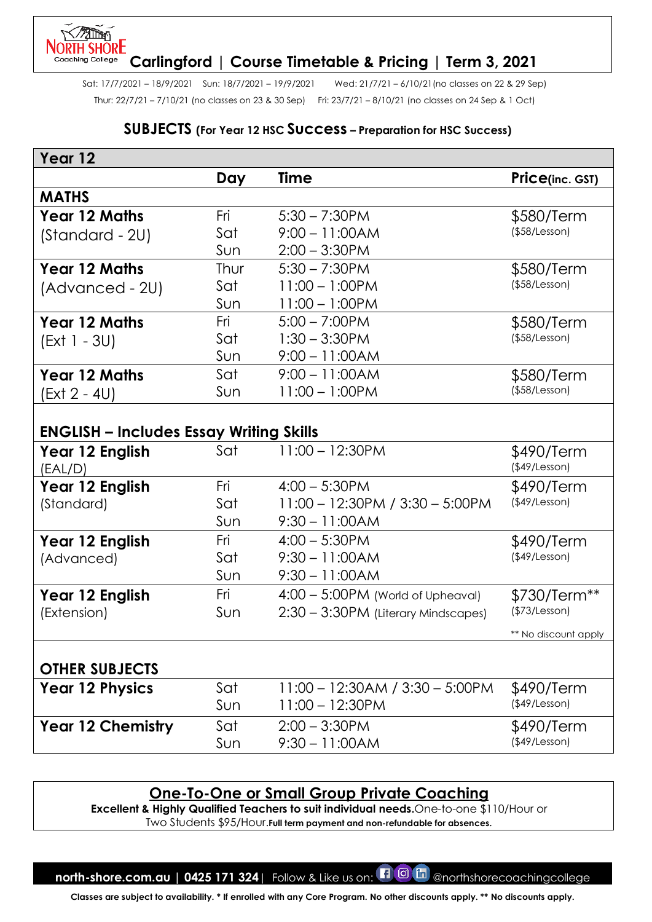# Carlingford | Course Timetable & Pricing | Term 3, 2021

Sat: 17/7/2021 – 18/9/2021 Sun: 18/7/2021 – 19/9/2021 Wed: 21/7/21 – 6/10/21(no classes on 22 & 29 Sep)
Thur: 22/7/21 – 7/10/21 (no classes on 23 & 30 Sep) Fri: 23/7/21 – 8/10/21 (no classes on 24 Sep & 1 Oct)

## SUBJECTS (For Year 12 HSC Success – Preparation for HSC Success)

| Year 12 | Day | Time | Price(inc. GST) |
|---|---|---|---|
| **MATHS** | | | |
| **Year 12 Maths** (Standard - 2U) | Fri<br>Sat<br>Sun | 5:30 – 7:30PM<br>9:00 – 11:00AM<br>2:00 – 3:30PM | $580/Term ($58/Lesson) |
| **Year 12 Maths** (Advanced - 2U) | Thur<br>Sat<br>Sun | 5:30 – 7:30PM<br>11:00 – 1:00PM<br>11:00 – 1:00PM | $580/Term ($58/Lesson) |
| **Year 12 Maths** (Ext 1 - 3U) | Fri<br>Sat<br>Sun | 5:00 – 7:00PM<br>1:30 – 3:30PM<br>9:00 – 11:00AM | $580/Term ($58/Lesson) |
| **Year 12 Maths** (Ext 2 - 4U) | Sat<br>Sun | 9:00 – 11:00AM<br>11:00 – 1:00PM | $580/Term ($58/Lesson) |
| **ENGLISH – Includes Essay Writing Skills** | | | |
| **Year 12 English** (EAL/D) | Sat | 11:00 – 12:30PM | $490/Term ($49/Lesson) |
| **Year 12 English** (Standard) | Fri<br>Sat<br>Sun | 4:00 – 5:30PM<br>11:00 – 12:30PM / 3:30 – 5:00PM<br>9:30 – 11:00AM | $490/Term ($49/Lesson) |
| **Year 12 English** (Advanced) | Fri<br>Sat<br>Sun | 4:00 – 5:30PM<br>9:30 – 11:00AM<br>9:30 – 11:00AM | $490/Term ($49/Lesson) |
| **Year 12 English** (Extension) | Fri<br>Sun | 4:00 – 5:00PM (World of Upheaval)<br>2:30 – 3:30PM (Literary Mindscapes) | $730/Term** ($73/Lesson)<br>** No discount apply |
| **OTHER SUBJECTS** | | | |
| **Year 12 Physics** | Sat<br>Sun | 11:00 – 12:30AM / 3:30 – 5:00PM<br>11:00 – 12:30PM | $490/Term ($49/Lesson) |
| **Year 12 Chemistry** | Sat<br>Sun | 2:00 – 3:30PM<br>9:30 – 11:00AM | $490/Term ($49/Lesson) |

## One-To-One or Small Group Private Coaching

**Excellent & Highly Qualified Teachers to suit individual needs.** One-to-one $110/Hour or Two Students $95/Hour. **Full term payment and non-refundable for absences.**

**north-shore.com.au | 0425 171 324** | Follow & Like us on: @northshorecoachingcollege

**Classes are subject to availability. * If enrolled with any Core Program. No other discounts apply. ** No discounts apply.**